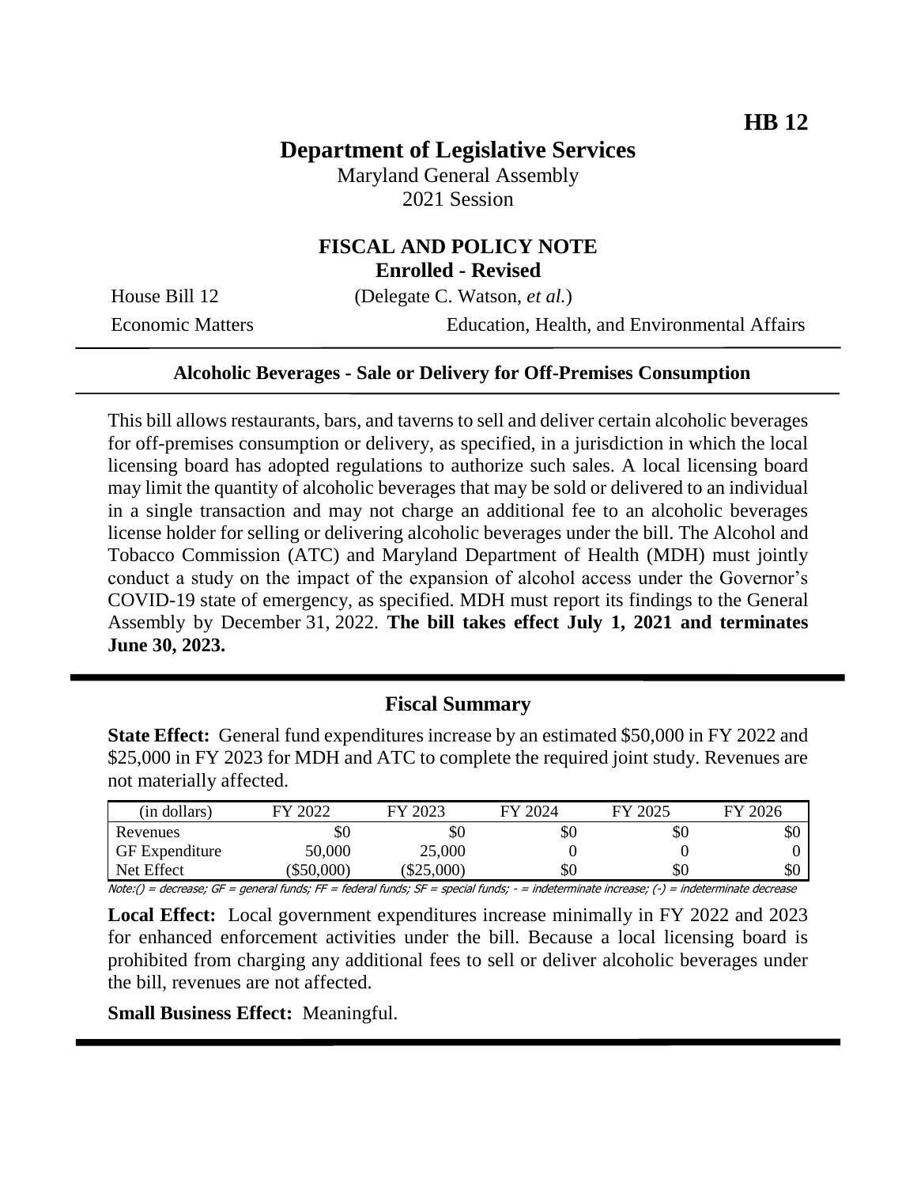HB 12

# Department of Legislative Services

Maryland General Assembly
2021 Session

## FISCAL AND POLICY NOTE
**Enrolled - Revised**

House Bill 12 (Delegate C. Watson, *et al.*)
Economic Matters Education, Health, and Environmental Affairs

**Alcoholic Beverages - Sale or Delivery for Off-Premises Consumption**

This bill allows restaurants, bars, and taverns to sell and deliver certain alcoholic beverages for off-premises consumption or delivery, as specified, in a jurisdiction in which the local licensing board has adopted regulations to authorize such sales. A local licensing board may limit the quantity of alcoholic beverages that may be sold or delivered to an individual in a single transaction and may not charge an additional fee to an alcoholic beverages license holder for selling or delivering alcoholic beverages under the bill. The Alcohol and Tobacco Commission (ATC) and Maryland Department of Health (MDH) must jointly conduct a study on the impact of the expansion of alcohol access under the Governor's COVID-19 state of emergency, as specified. MDH must report its findings to the General Assembly by December 31, 2022. **The bill takes effect July 1, 2021 and terminates June 30, 2023.**

## Fiscal Summary

**State Effect:** General fund expenditures increase by an estimated $50,000 in FY 2022 and $25,000 in FY 2023 for MDH and ATC to complete the required joint study. Revenues are not materially affected.

| (in dollars) | FY 2022 | FY 2023 | FY 2024 | FY 2025 | FY 2026 |
|---|---|---|---|---|---|
| Revenues | $0 | $0 | $0 | $0 | $0 |
| GF Expenditure | 50,000 | 25,000 | 0 | 0 | 0 |
| Net Effect | ($50,000) | ($25,000) | $0 | $0 | $0 |

Note:() = decrease; GF = general funds; FF = federal funds; SF = special funds; - = indeterminate increase; (-) = indeterminate decrease

**Local Effect:** Local government expenditures increase minimally in FY 2022 and 2023 for enhanced enforcement activities under the bill. Because a local licensing board is prohibited from charging any additional fees to sell or deliver alcoholic beverages under the bill, revenues are not affected.

**Small Business Effect:** Meaningful.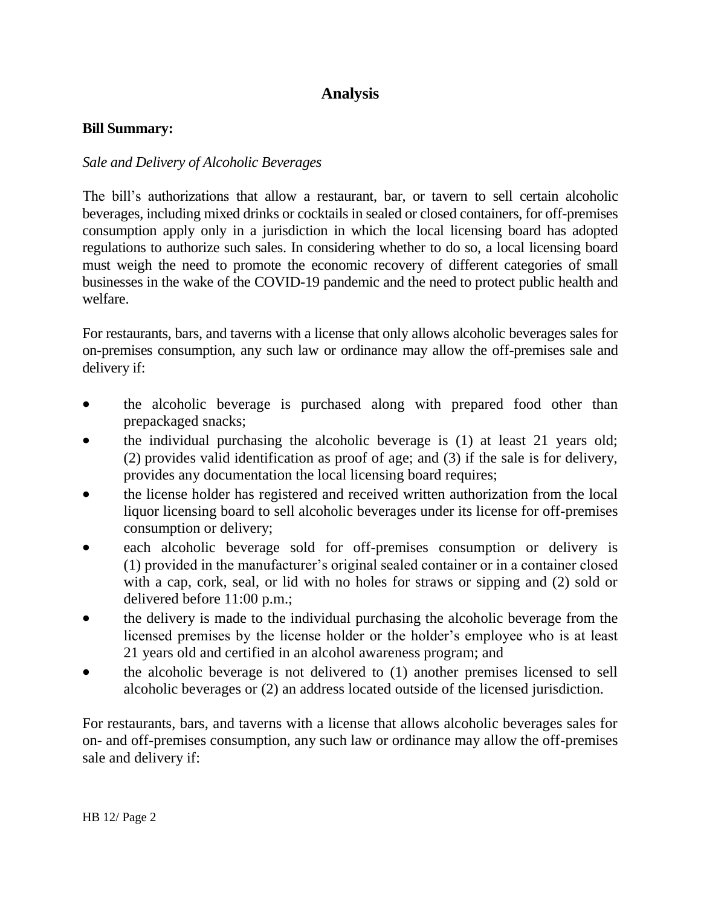# Analysis

**Bill Summary:**

*Sale and Delivery of Alcoholic Beverages*

The bill's authorizations that allow a restaurant, bar, or tavern to sell certain alcoholic beverages, including mixed drinks or cocktails in sealed or closed containers, for off-premises consumption apply only in a jurisdiction in which the local licensing board has adopted regulations to authorize such sales. In considering whether to do so, a local licensing board must weigh the need to promote the economic recovery of different categories of small businesses in the wake of the COVID-19 pandemic and the need to protect public health and welfare.

For restaurants, bars, and taverns with a license that only allows alcoholic beverages sales for on-premises consumption, any such law or ordinance may allow the off-premises sale and delivery if:

- the alcoholic beverage is purchased along with prepared food other than prepackaged snacks;
- the individual purchasing the alcoholic beverage is (1) at least 21 years old; (2) provides valid identification as proof of age; and (3) if the sale is for delivery, provides any documentation the local licensing board requires;
- the license holder has registered and received written authorization from the local liquor licensing board to sell alcoholic beverages under its license for off-premises consumption or delivery;
- each alcoholic beverage sold for off-premises consumption or delivery is (1) provided in the manufacturer's original sealed container or in a container closed with a cap, cork, seal, or lid with no holes for straws or sipping and (2) sold or delivered before 11:00 p.m.;
- the delivery is made to the individual purchasing the alcoholic beverage from the licensed premises by the license holder or the holder's employee who is at least 21 years old and certified in an alcohol awareness program; and
- the alcoholic beverage is not delivered to (1) another premises licensed to sell alcoholic beverages or (2) an address located outside of the licensed jurisdiction.

For restaurants, bars, and taverns with a license that allows alcoholic beverages sales for on- and off-premises consumption, any such law or ordinance may allow the off-premises sale and delivery if: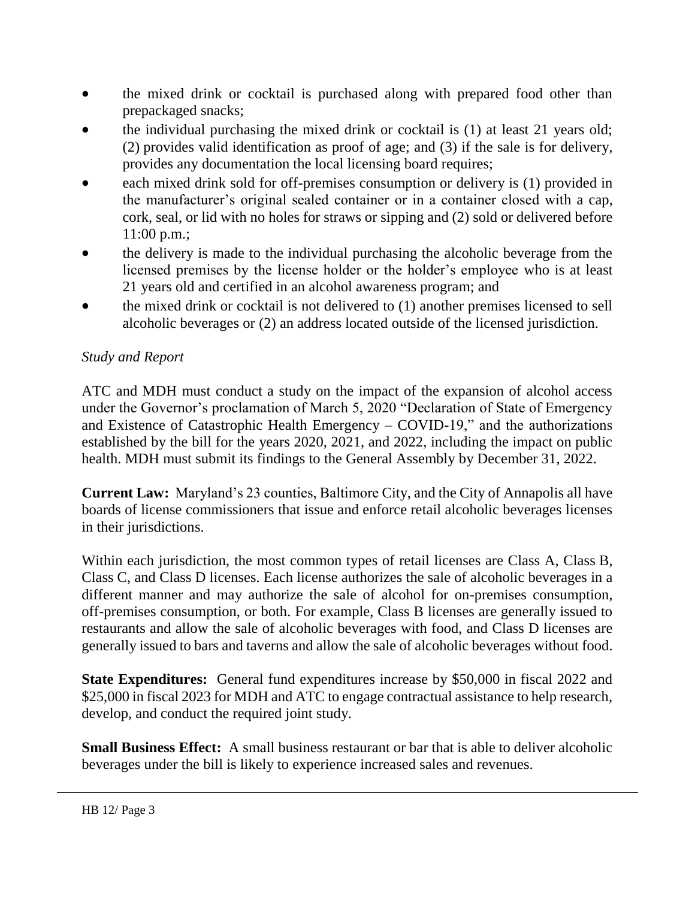- the mixed drink or cocktail is purchased along with prepared food other than prepackaged snacks;
- the individual purchasing the mixed drink or cocktail is (1) at least 21 years old; (2) provides valid identification as proof of age; and (3) if the sale is for delivery, provides any documentation the local licensing board requires;
- each mixed drink sold for off-premises consumption or delivery is (1) provided in the manufacturer's original sealed container or in a container closed with a cap, cork, seal, or lid with no holes for straws or sipping and (2) sold or delivered before 11:00 p.m.;
- the delivery is made to the individual purchasing the alcoholic beverage from the licensed premises by the license holder or the holder's employee who is at least 21 years old and certified in an alcohol awareness program; and
- the mixed drink or cocktail is not delivered to (1) another premises licensed to sell alcoholic beverages or (2) an address located outside of the licensed jurisdiction.

*Study and Report*

ATC and MDH must conduct a study on the impact of the expansion of alcohol access under the Governor's proclamation of March 5, 2020 "Declaration of State of Emergency and Existence of Catastrophic Health Emergency – COVID-19," and the authorizations established by the bill for the years 2020, 2021, and 2022, including the impact on public health. MDH must submit its findings to the General Assembly by December 31, 2022.

**Current Law:** Maryland's 23 counties, Baltimore City, and the City of Annapolis all have boards of license commissioners that issue and enforce retail alcoholic beverages licenses in their jurisdictions.

Within each jurisdiction, the most common types of retail licenses are Class A, Class B, Class C, and Class D licenses. Each license authorizes the sale of alcoholic beverages in a different manner and may authorize the sale of alcohol for on-premises consumption, off-premises consumption, or both. For example, Class B licenses are generally issued to restaurants and allow the sale of alcoholic beverages with food, and Class D licenses are generally issued to bars and taverns and allow the sale of alcoholic beverages without food.

**State Expenditures:** General fund expenditures increase by $50,000 in fiscal 2022 and $25,000 in fiscal 2023 for MDH and ATC to engage contractual assistance to help research, develop, and conduct the required joint study.

**Small Business Effect:** A small business restaurant or bar that is able to deliver alcoholic beverages under the bill is likely to experience increased sales and revenues.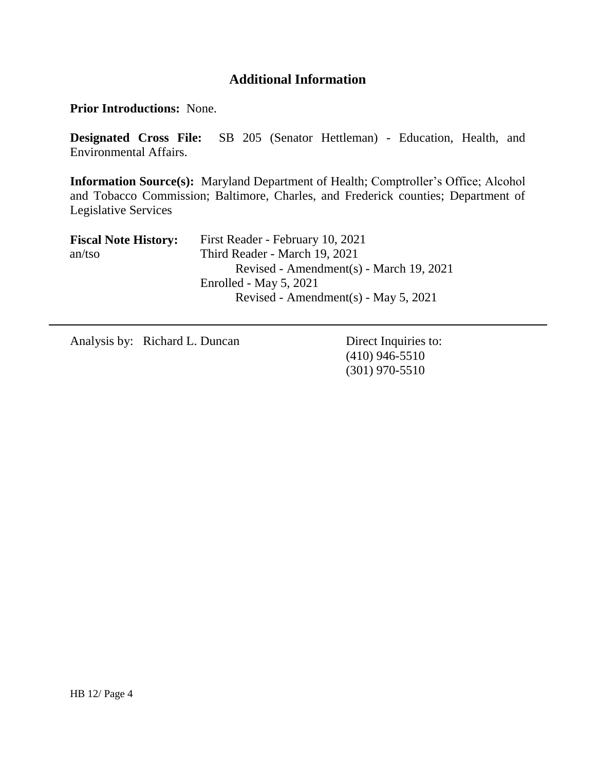## Additional Information

**Prior Introductions:** None.

**Designated Cross File:** SB 205 (Senator Hettleman) - Education, Health, and Environmental Affairs.

**Information Source(s):** Maryland Department of Health; Comptroller's Office; Alcohol and Tobacco Commission; Baltimore, Charles, and Frederick counties; Department of Legislative Services

| | |
|---|---|
| **Fiscal Note History:** | First Reader - February 10, 2021 |
| an/tso | Third Reader - March 19, 2021 |
| | Revised - Amendment(s) - March 19, 2021 |
| | Enrolled - May 5, 2021 |
| | Revised - Amendment(s) - May 5, 2021 |

---

Analysis by: Richard L. Duncan

Direct Inquiries to:
(410) 946-5510
(301) 970-5510